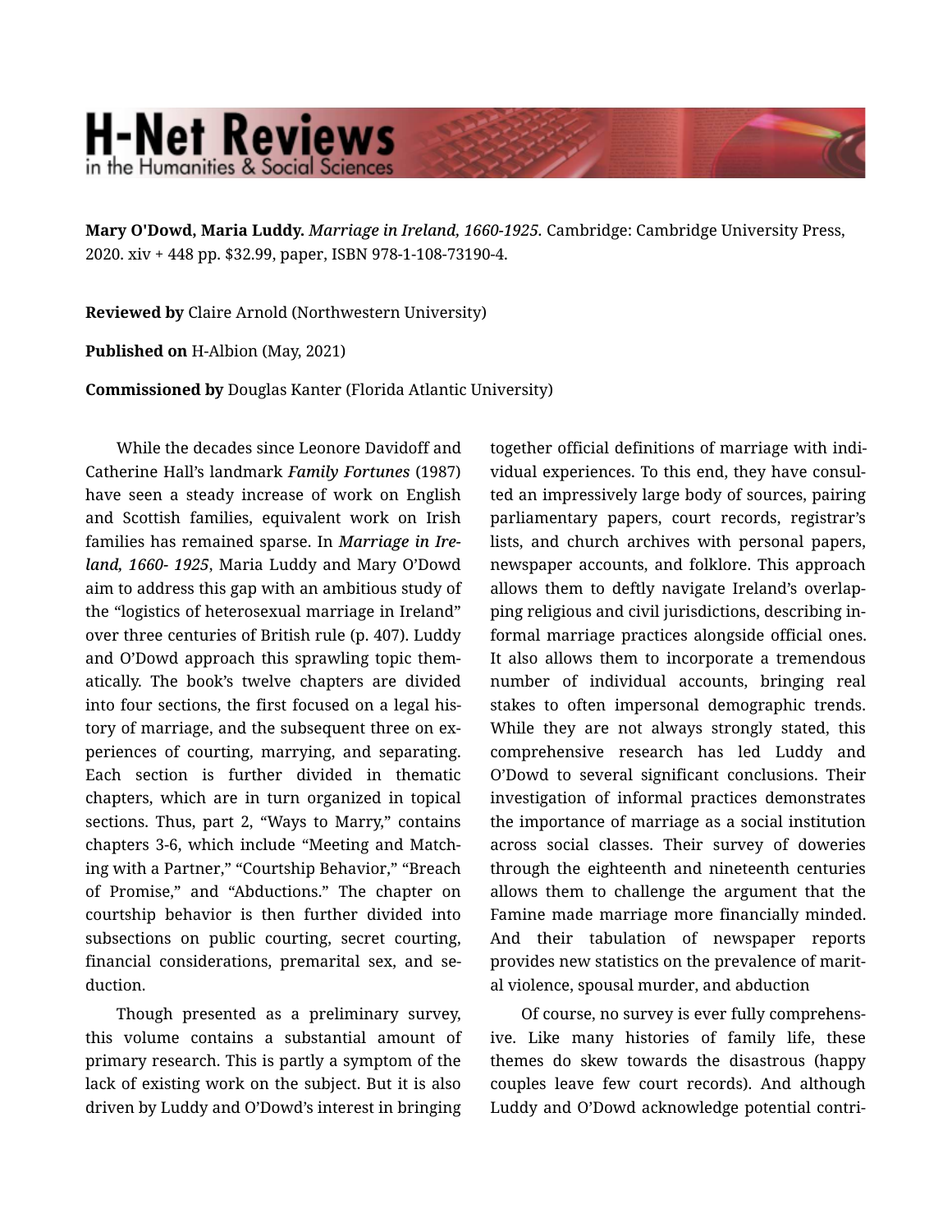**Mary O'Dowd, Maria Luddy.** *Marriage in Ireland, 1660-1925.* Cambridge: Cambridge University Press, 2020. xiv + 448 pp. $32.99, paper, ISBN 978-1-108-73190-4.

**Reviewed by** Claire Arnold (Northwestern University)

**Published on** H-Albion (May, 2021)

**Commissioned by** Douglas Kanter (Florida Atlantic University)

While the decades since Leonore Davidoff and Catherine Hall's landmark *Family Fortunes* (1987) have seen a steady increase of work on English and Scottish families, equivalent work on Irish families has remained sparse. In ***Marriage in Ireland, 1660- 1925***, Maria Luddy and Mary O'Dowd aim to address this gap with an ambitious study of the "logistics of heterosexual marriage in Ireland" over three centuries of British rule (p. 407). Luddy and O'Dowd approach this sprawling topic thematically. The book's twelve chapters are divided into four sections, the first focused on a legal history of marriage, and the subsequent three on experiences of courting, marrying, and separating. Each section is further divided in thematic chapters, which are in turn organized in topical sections. Thus, part 2, "Ways to Marry," contains chapters 3-6, which include "Meeting and Matching with a Partner," "Courtship Behavior," "Breach of Promise," and "Abductions." The chapter on courtship behavior is then further divided into subsections on public courting, secret courting, financial considerations, premarital sex, and seduction.

Though presented as a preliminary survey, this volume contains a substantial amount of primary research. This is partly a symptom of the lack of existing work on the subject. But it is also driven by Luddy and O'Dowd's interest in bringing together official definitions of marriage with individual experiences. To this end, they have consulted an impressively large body of sources, pairing parliamentary papers, court records, registrar's lists, and church archives with personal papers, newspaper accounts, and folklore. This approach allows them to deftly navigate Ireland's overlapping religious and civil jurisdictions, describing informal marriage practices alongside official ones. It also allows them to incorporate a tremendous number of individual accounts, bringing real stakes to often impersonal demographic trends. While they are not always strongly stated, this comprehensive research has led Luddy and O'Dowd to several significant conclusions. Their investigation of informal practices demonstrates the importance of marriage as a social institution across social classes. Their survey of doweries through the eighteenth and nineteenth centuries allows them to challenge the argument that the Famine made marriage more financially minded. And their tabulation of newspaper reports provides new statistics on the prevalence of marital violence, spousal murder, and abduction

Of course, no survey is ever fully comprehensive. Like many histories of family life, these themes do skew towards the disastrous (happy couples leave few court records). And although Luddy and O'Dowd acknowledge potential contri-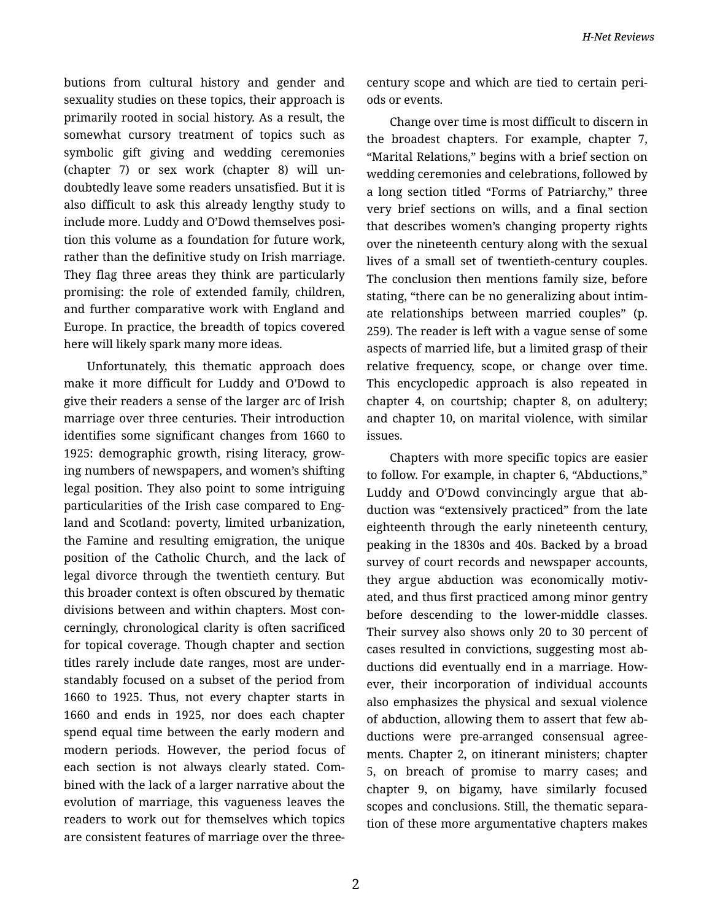butions from cultural history and gender and sexuality studies on these topics, their approach is primarily rooted in social history. As a result, the somewhat cursory treatment of topics such as symbolic gift giving and wedding ceremonies (chapter 7) or sex work (chapter 8) will undoubtedly leave some readers unsatisfied. But it is also difficult to ask this already lengthy study to include more. Luddy and O'Dowd themselves position this volume as a foundation for future work, rather than the definitive study on Irish marriage. They flag three areas they think are particularly promising: the role of extended family, children, and further comparative work with England and Europe. In practice, the breadth of topics covered here will likely spark many more ideas.

Unfortunately, this thematic approach does make it more difficult for Luddy and O'Dowd to give their readers a sense of the larger arc of Irish marriage over three centuries. Their introduction identifies some significant changes from 1660 to 1925: demographic growth, rising literacy, growing numbers of newspapers, and women's shifting legal position. They also point to some intriguing particularities of the Irish case compared to England and Scotland: poverty, limited urbanization, the Famine and resulting emigration, the unique position of the Catholic Church, and the lack of legal divorce through the twentieth century. But this broader context is often obscured by thematic divisions between and within chapters. Most concerningly, chronological clarity is often sacrificed for topical coverage. Though chapter and section titles rarely include date ranges, most are understandably focused on a subset of the period from 1660 to 1925. Thus, not every chapter starts in 1660 and ends in 1925, nor does each chapter spend equal time between the early modern and modern periods. However, the period focus of each section is not always clearly stated. Combined with the lack of a larger narrative about the evolution of marriage, this vagueness leaves the readers to work out for themselves which topics are consistent features of marriage over the three-century scope and which are tied to certain periods or events.

Change over time is most difficult to discern in the broadest chapters. For example, chapter 7, "Marital Relations," begins with a brief section on wedding ceremonies and celebrations, followed by a long section titled "Forms of Patriarchy," three very brief sections on wills, and a final section that describes women's changing property rights over the nineteenth century along with the sexual lives of a small set of twentieth-century couples. The conclusion then mentions family size, before stating, "there can be no generalizing about intimate relationships between married couples" (p. 259). The reader is left with a vague sense of some aspects of married life, but a limited grasp of their relative frequency, scope, or change over time. This encyclopedic approach is also repeated in chapter 4, on courtship; chapter 8, on adultery; and chapter 10, on marital violence, with similar issues.

Chapters with more specific topics are easier to follow. For example, in chapter 6, "Abductions," Luddy and O'Dowd convincingly argue that abduction was "extensively practiced" from the late eighteenth through the early nineteenth century, peaking in the 1830s and 40s. Backed by a broad survey of court records and newspaper accounts, they argue abduction was economically motivated, and thus first practiced among minor gentry before descending to the lower-middle classes. Their survey also shows only 20 to 30 percent of cases resulted in convictions, suggesting most abductions did eventually end in a marriage. However, their incorporation of individual accounts also emphasizes the physical and sexual violence of abduction, allowing them to assert that few abductions were pre-arranged consensual agreements. Chapter 2, on itinerant ministers; chapter 5, on breach of promise to marry cases; and chapter 9, on bigamy, have similarly focused scopes and conclusions. Still, the thematic separation of these more argumentative chapters makes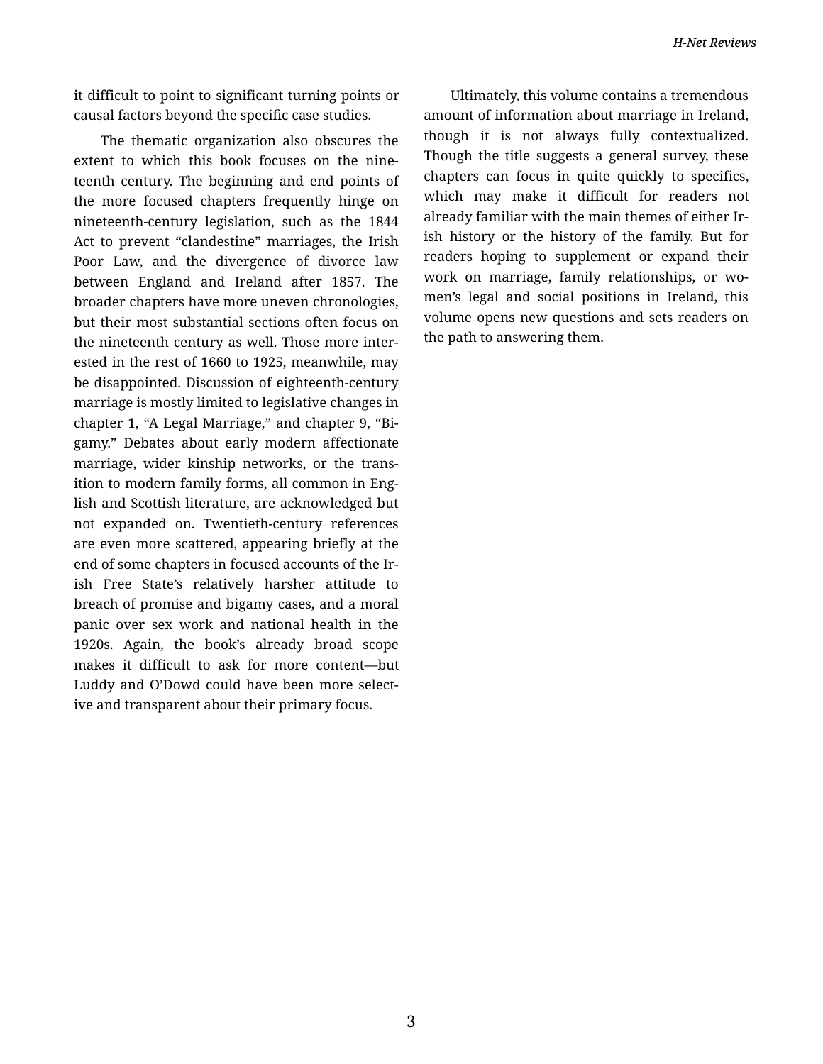it difficult to point to significant turning points or causal factors beyond the specific case studies.

The thematic organization also obscures the extent to which this book focuses on the nineteenth century. The beginning and end points of the more focused chapters frequently hinge on nineteenth-century legislation, such as the 1844 Act to prevent "clandestine" marriages, the Irish Poor Law, and the divergence of divorce law between England and Ireland after 1857. The broader chapters have more uneven chronologies, but their most substantial sections often focus on the nineteenth century as well. Those more interested in the rest of 1660 to 1925, meanwhile, may be disappointed. Discussion of eighteenth-century marriage is mostly limited to legislative changes in chapter 1, "A Legal Marriage," and chapter 9, "Bigamy." Debates about early modern affectionate marriage, wider kinship networks, or the transition to modern family forms, all common in English and Scottish literature, are acknowledged but not expanded on. Twentieth-century references are even more scattered, appearing briefly at the end of some chapters in focused accounts of the Irish Free State's relatively harsher attitude to breach of promise and bigamy cases, and a moral panic over sex work and national health in the 1920s. Again, the book's already broad scope makes it difficult to ask for more content—but Luddy and O'Dowd could have been more selective and transparent about their primary focus.

Ultimately, this volume contains a tremendous amount of information about marriage in Ireland, though it is not always fully contextualized. Though the title suggests a general survey, these chapters can focus in quite quickly to specifics, which may make it difficult for readers not already familiar with the main themes of either Irish history or the history of the family. But for readers hoping to supplement or expand their work on marriage, family relationships, or women's legal and social positions in Ireland, this volume opens new questions and sets readers on the path to answering them.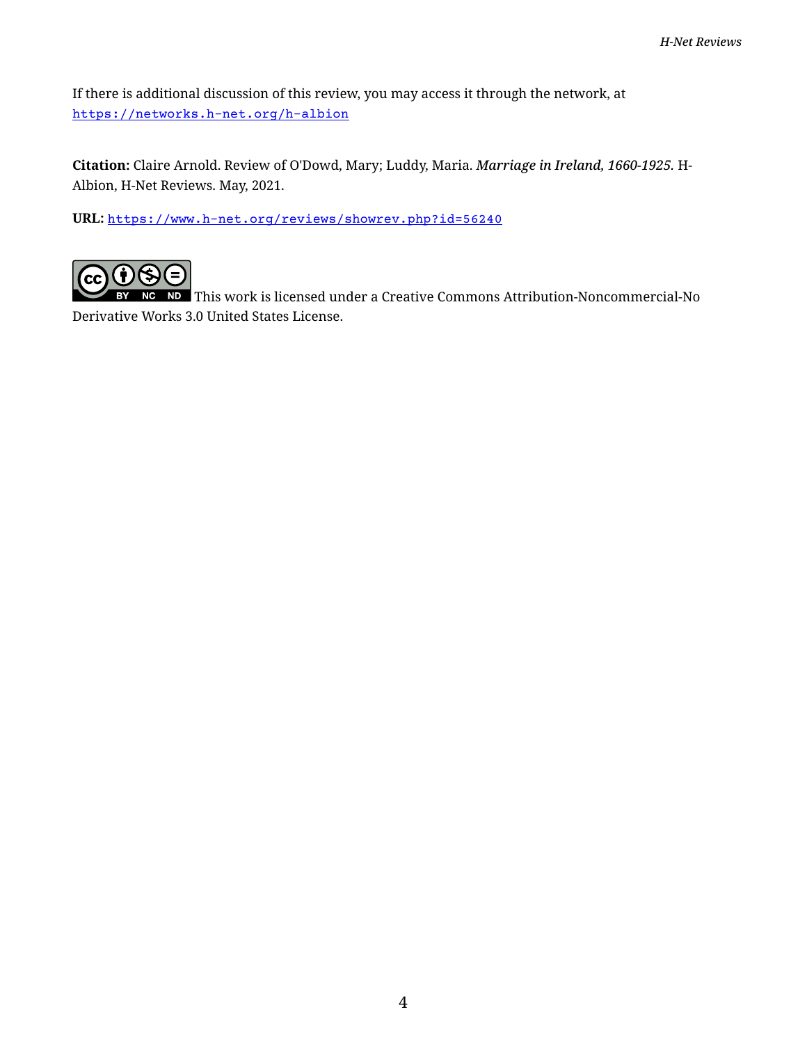If there is additional discussion of this review, you may access it through the network, at https://networks.h-net.org/h-albion

**Citation:** Claire Arnold. Review of O'Dowd, Mary; Luddy, Maria. ***Marriage in Ireland, 1660-1925.*** H-Albion, H-Net Reviews. May, 2021.

**URL:** https://www.h-net.org/reviews/showrev.php?id=56240

This work is licensed under a Creative Commons Attribution-Noncommercial-No Derivative Works 3.0 United States License.